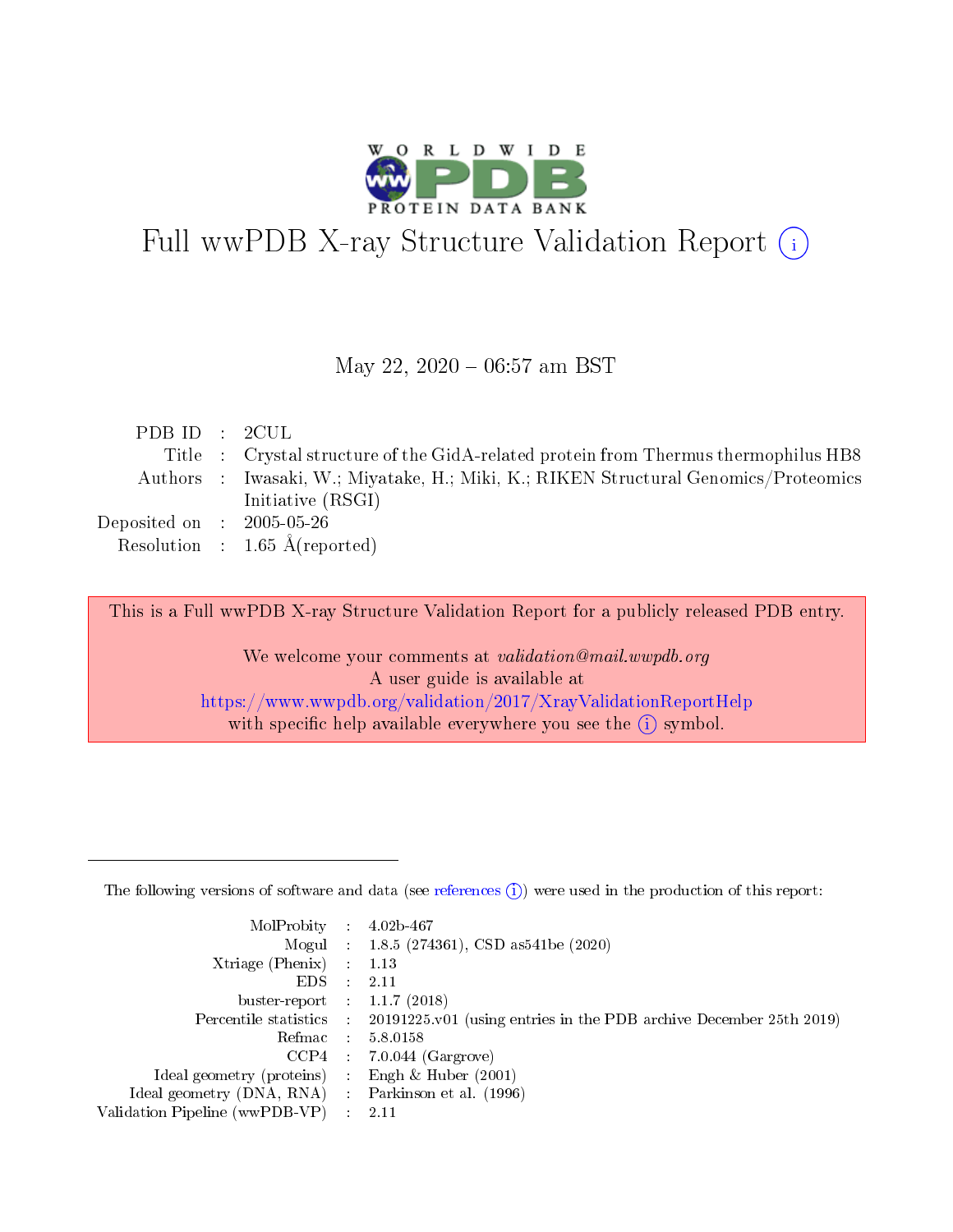# Full wwPDB X-ray Structure Validation Report (i)

May 22, 2020 – 06:57 am BST

| | | |
|---|---|---|
| PDB ID | : | 2CUL |
| Title | : | Crystal structure of the GidA-related protein from Thermus thermophilus HB8 |
| Authors | : | Iwasaki, W.; Miyatake, H.; Miki, K.; RIKEN Structural Genomics/Proteomics Initiative (RSGI) |
| Deposited on | : | 2005-05-26 |
| Resolution | : | 1.65 Å(reported) |

This is a Full wwPDB X-ray Structure Validation Report for a publicly released PDB entry.

We welcome your comments at *validation@mail.wwpdb.org*
A user guide is available at
https://www.wwpdb.org/validation/2017/XrayValidationReportHelp
with specific help available everywhere you see the (i) symbol.

---

The following versions of software and data (see references (i)) were used in the production of this report:

| | | |
|---|---|---|
| MolProbity | : | 4.02b-467 |
| Mogul | : | 1.8.5 (274361), CSD as541be (2020) |
| Xtriage (Phenix) | : | 1.13 |
| EDS | : | 2.11 |
| buster-report | : | 1.1.7 (2018) |
| Percentile statistics | : | 20191225.v01 (using entries in the PDB archive December 25th 2019) |
| Refmac | : | 5.8.0158 |
| CCP4 | : | 7.0.044 (Gargrove) |
| Ideal geometry (proteins) | : | Engh & Huber (2001) |
| Ideal geometry (DNA, RNA) | : | Parkinson et al. (1996) |
| Validation Pipeline (wwPDB-VP) | : | 2.11 |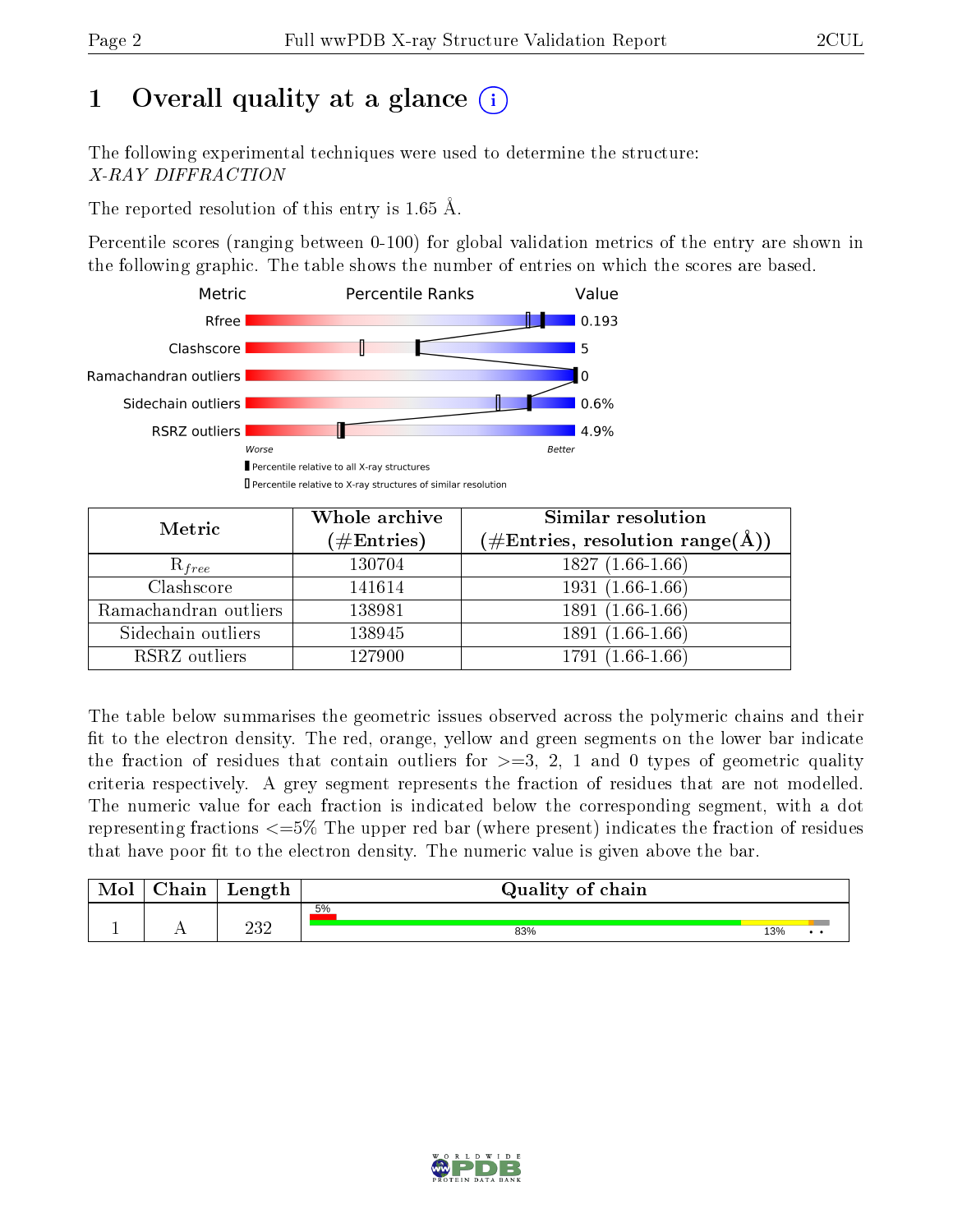# 1 Overall quality at a glance (i)

The following experimental techniques were used to determine the structure:
*X-RAY DIFFRACTION*

The reported resolution of this entry is 1.65 Å.

Percentile scores (ranging between 0-100) for global validation metrics of the entry are shown in the following graphic. The table shows the number of entries on which the scores are based.

| Metric | Percentile Ranks | Value |
|---|---|---|
| Rfree | | 0.193 |
| Clashscore | | 5 |
| Ramachandran outliers | | 0 |
| Sidechain outliers | | 0.6% |
| RSRZ outliers | | 4.9% |

Worse — Better

▮ Percentile relative to all X-ray structures
▯ Percentile relative to X-ray structures of similar resolution

| Metric | Whole archive (#Entries) | Similar resolution (#Entries, resolution range(Å)) |
|---|---|---|
| $R_{free}$ | 130704 | 1827 (1.66-1.66) |
| Clashscore | 141614 | 1931 (1.66-1.66) |
| Ramachandran outliers | 138981 | 1891 (1.66-1.66) |
| Sidechain outliers | 138945 | 1891 (1.66-1.66) |
| RSRZ outliers | 127900 | 1791 (1.66-1.66) |

The table below summarises the geometric issues observed across the polymeric chains and their fit to the electron density. The red, orange, yellow and green segments on the lower bar indicate the fraction of residues that contain outliers for >=3, 2, 1 and 0 types of geometric quality criteria respectively. A grey segment represents the fraction of residues that are not modelled. The numeric value for each fraction is indicated below the corresponding segment, with a dot representing fractions <=5% The upper red bar (where present) indicates the fraction of residues that have poor fit to the electron density. The numeric value is given above the bar.

| Mol | Chain | Length | Quality of chain |
|---|---|---|---|
| 1 | A | 232 | 5% (poor fit); 83% green, 13% yellow, • orange, • grey |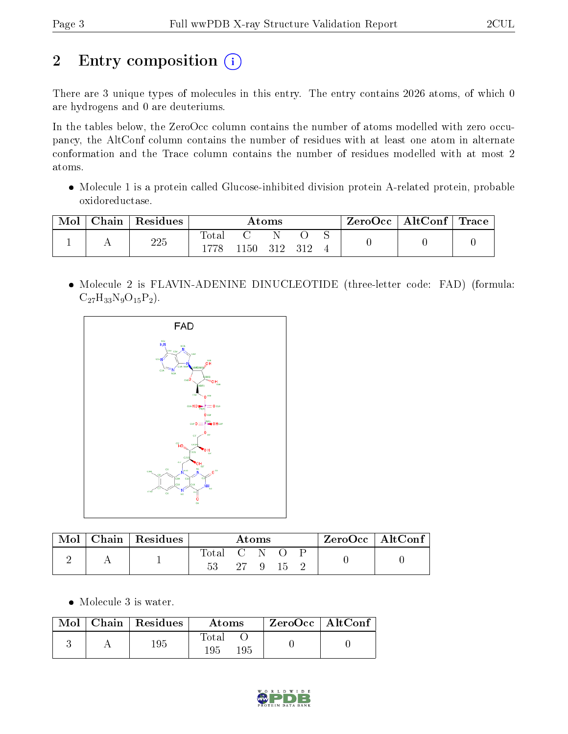# 2 Entry composition

There are 3 unique types of molecules in this entry. The entry contains 2026 atoms, of which 0 are hydrogens and 0 are deuteriums.

In the tables below, the ZeroOcc column contains the number of atoms modelled with zero occupancy, the AltConf column contains the number of residues with at least one atom in alternate conformation and the Trace column contains the number of residues modelled with at most 2 atoms.

- Molecule 1 is a protein called Glucose-inhibited division protein A-related protein, probable oxidoreductase.

| Mol | Chain | Residues | Atoms | | | | | ZeroOcc | AltConf | Trace |
|---|---|---|---|---|---|---|---|---|---|---|
| 1 | A | 225 | Total | C | N | O | S | 0 | 0 | 0 |
| | | | 1778 | 1150 | 312 | 312 | 4 | | | |

- Molecule 2 is FLAVIN-ADENINE DINUCLEOTIDE (three-letter code: FAD) (formula: $C_{27}H_{33}N_9O_{15}P_2$).

| Mol | Chain | Residues | Atoms | | | | | ZeroOcc | AltConf |
|---|---|---|---|---|---|---|---|---|---|
| 2 | A | 1 | Total | C | N | O | P | 0 | 0 |
| | | | 53 | 27 | 9 | 15 | 2 | | |

- Molecule 3 is water.

| Mol | Chain | Residues | Atoms | | ZeroOcc | AltConf |
|---|---|---|---|---|---|---|
| 3 | A | 195 | Total | O | 0 | 0 |
| | | | 195 | 195 | | |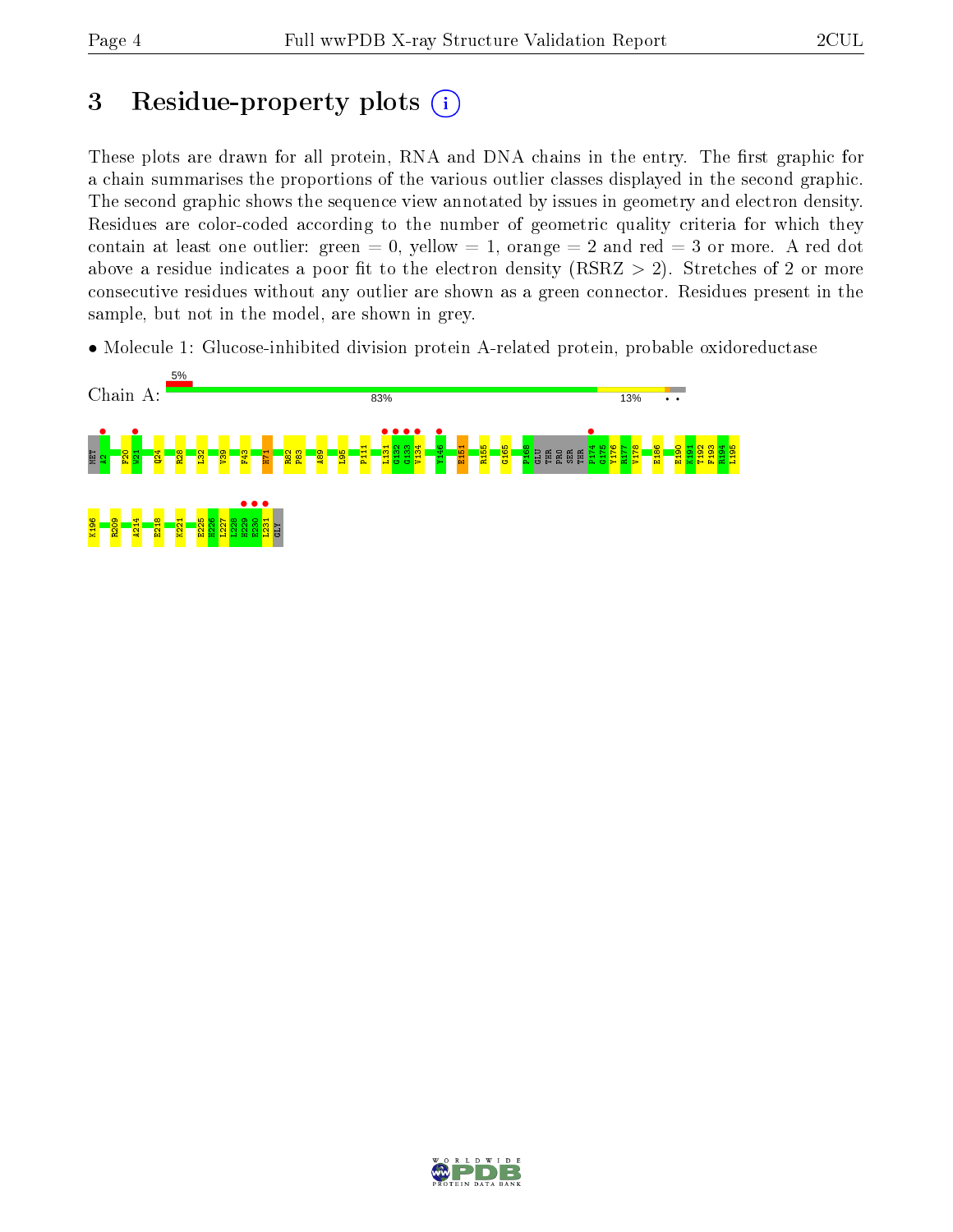# 3 Residue-property plots

These plots are drawn for all protein, RNA and DNA chains in the entry. The first graphic for a chain summarises the proportions of the various outlier classes displayed in the second graphic. The second graphic shows the sequence view annotated by issues in geometry and electron density. Residues are color-coded according to the number of geometric quality criteria for which they contain at least one outlier: green = 0, yellow = 1, orange = 2 and red = 3 or more. A red dot above a residue indicates a poor fit to the electron density (RSRZ > 2). Stretches of 2 or more consecutive residues without any outlier are shown as a green connector. Residues present in the sample, but not in the model, are shown in grey.

- Molecule 1: Glucose-inhibited division protein A-related protein, probable oxidoreductase

Chain A: 5% | 83% | 13%

MET A2 F20 W21 Q24 R28 L32 V39 F43 H71 R82 P83 A89 L95 P111 L131 G132 G133 V134 Y146 E151 R155 G165 P168 GLU THR PRO SER THR P174 G175 Y176 R177 V178 E186 E190 K191 T192 F193 R194 L195 K196 R209 A214 E218 K221 E225 H226 L227 L228 H229 E230 L231 GLY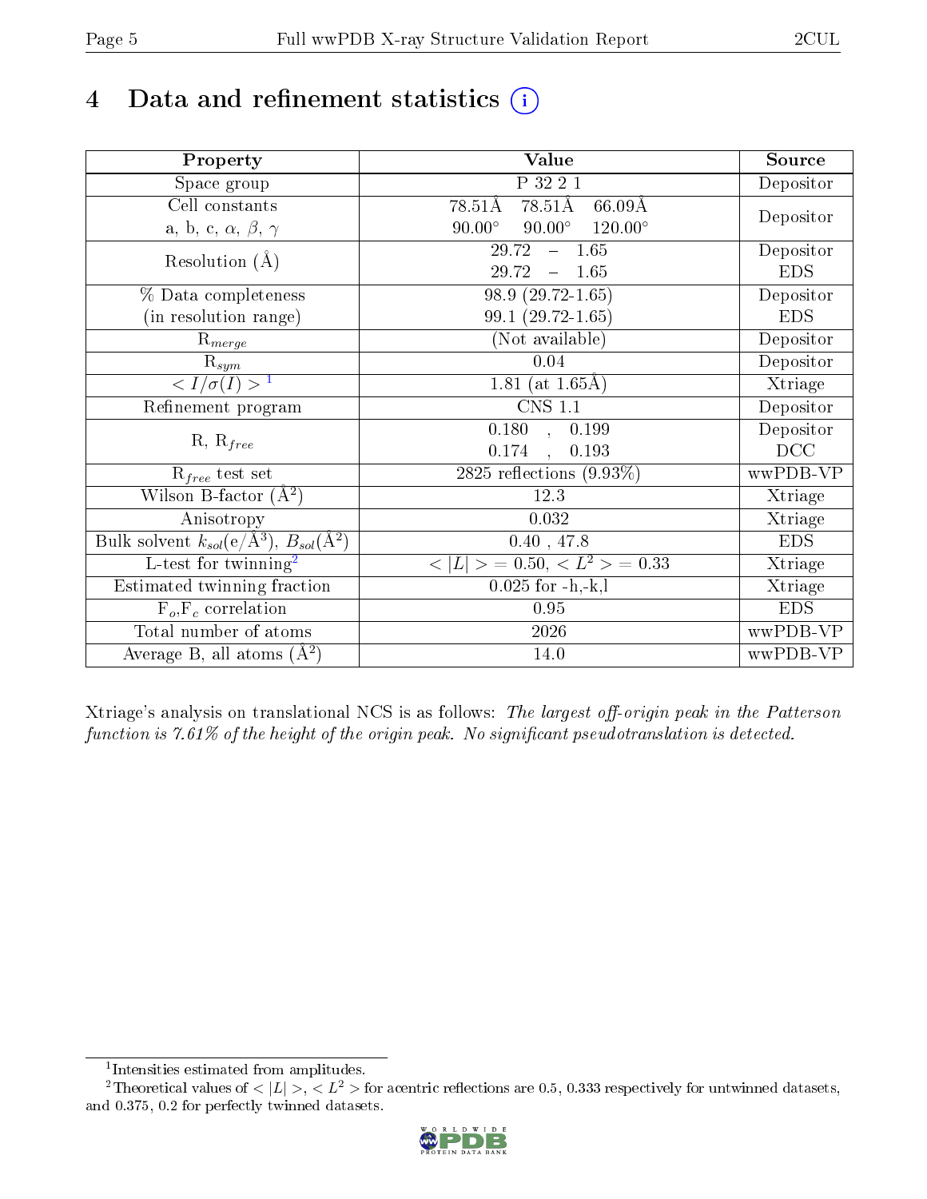# 4 Data and refinement statistics (i)

| Property | Value | Source |
|---|---|---|
| Space group | P 32 2 1 | Depositor |
| Cell constants<br>a, b, c, $\alpha$, $\beta$, $\gamma$ | 78.51Å 78.51Å 66.09Å<br>90.00° 90.00° 120.00° | Depositor |
| Resolution (Å) | 29.72 – 1.65 | Depositor |
| | 29.72 – 1.65 | EDS |
| % Data completeness<br>(in resolution range) | 98.9 (29.72-1.65) | Depositor |
| | 99.1 (29.72-1.65) | EDS |
| $R_{merge}$ | (Not available) | Depositor |
| $R_{sym}$ | 0.04 | Depositor |
| $< I/\sigma(I) >$ [1] | 1.81 (at 1.65Å) | Xtriage |
| Refinement program | CNS 1.1 | Depositor |
| R, $R_{free}$ | 0.180 , 0.199 | Depositor |
| | 0.174 , 0.193 | DCC |
| $R_{free}$ test set | 2825 reflections (9.93%) | wwPDB-VP |
| Wilson B-factor (Å$^2$) | 12.3 | Xtriage |
| Anisotropy | 0.032 | Xtriage |
| Bulk solvent $k_{sol}$(e/Å$^3$), $B_{sol}$(Å$^2$) | 0.40 , 47.8 | EDS |
| L-test for twinning[2] | $<\|L\|> = 0.50$, $< L^2 > = 0.33$ | Xtriage |
| Estimated twinning fraction | 0.025 for -h,-k,l | Xtriage |
| $F_o$,$F_c$ correlation | 0.95 | EDS |
| Total number of atoms | 2026 | wwPDB-VP |
| Average B, all atoms (Å$^2$) | 14.0 | wwPDB-VP |

Xtriage's analysis on translational NCS is as follows: *The largest off-origin peak in the Patterson function is 7.61% of the height of the origin peak. No significant pseudotranslation is detected.*

[1] Intensities estimated from amplitudes.

[2] Theoretical values of $<|L|>$, $< L^2 >$ for acentric reflections are 0.5, 0.333 respectively for untwinned datasets, and 0.375, 0.2 for perfectly twinned datasets.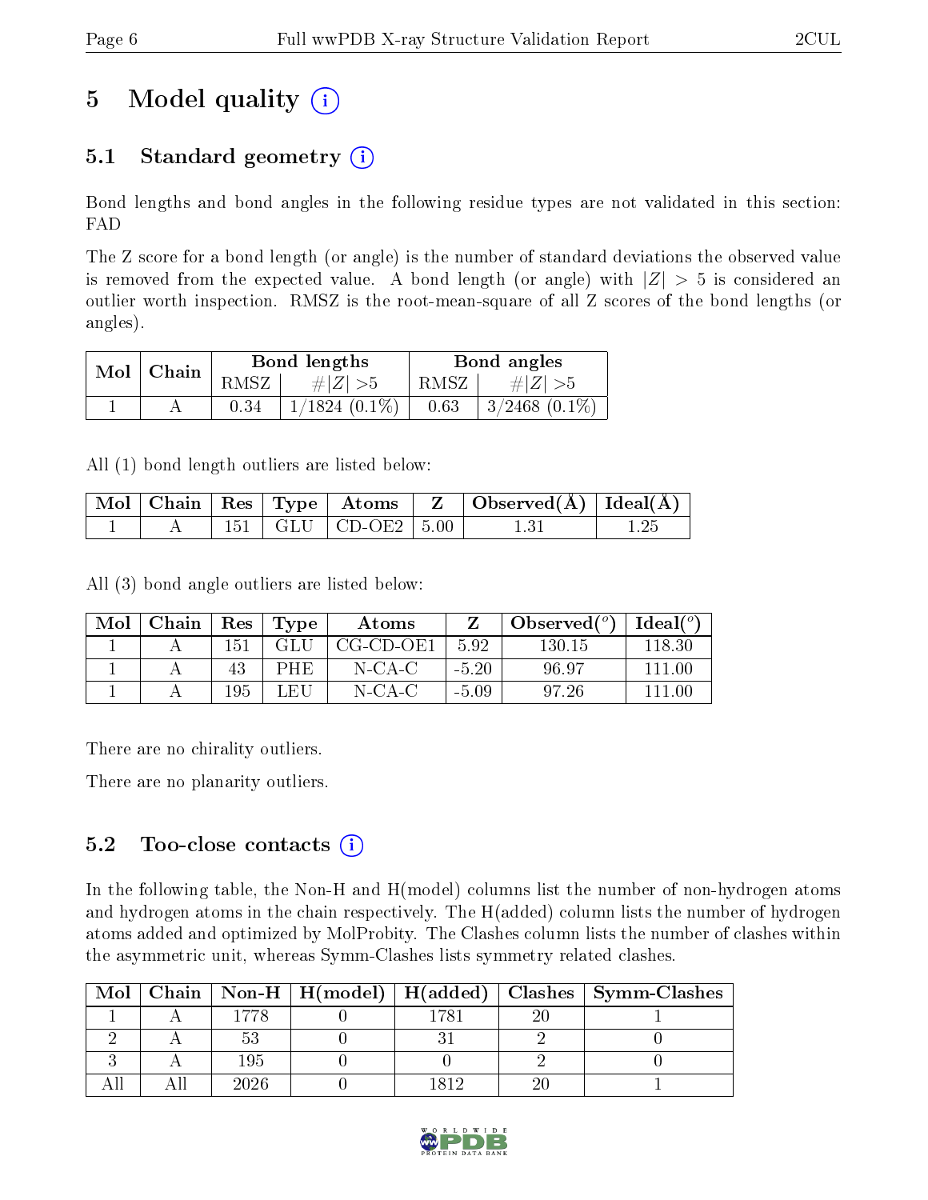# 5 Model quality

## 5.1 Standard geometry

Bond lengths and bond angles in the following residue types are not validated in this section: FAD

The Z score for a bond length (or angle) is the number of standard deviations the observed value is removed from the expected value. A bond length (or angle) with $|Z| > 5$ is considered an outlier worth inspection. RMSZ is the root-mean-square of all Z scores of the bond lengths (or angles).

| Mol | Chain | Bond lengths | | Bond angles | |
|---|---|---|---|---|---|
| | | RMSZ | $\#\|Z\| > 5$ | RMSZ | $\#\|Z\| > 5$ |
| 1 | A | 0.34 | 1/1824 (0.1%) | 0.63 | 3/2468 (0.1%) |

All (1) bond length outliers are listed below:

| Mol | Chain | Res | Type | Atoms | Z | Observed(Å) | Ideal(Å) |
|---|---|---|---|---|---|---|---|
| 1 | A | 151 | GLU | CD-OE2 | 5.00 | 1.31 | 1.25 |

All (3) bond angle outliers are listed below:

| Mol | Chain | Res | Type | Atoms | Z | Observed(°) | Ideal(°) |
|---|---|---|---|---|---|---|---|
| 1 | A | 151 | GLU | CG-CD-OE1 | 5.92 | 130.15 | 118.30 |
| 1 | A | 43 | PHE | N-CA-C | -5.20 | 96.97 | 111.00 |
| 1 | A | 195 | LEU | N-CA-C | -5.09 | 97.26 | 111.00 |

There are no chirality outliers.

There are no planarity outliers.

## 5.2 Too-close contacts

In the following table, the Non-H and H(model) columns list the number of non-hydrogen atoms and hydrogen atoms in the chain respectively. The H(added) column lists the number of hydrogen atoms added and optimized by MolProbity. The Clashes column lists the number of clashes within the asymmetric unit, whereas Symm-Clashes lists symmetry related clashes.

| Mol | Chain | Non-H | H(model) | H(added) | Clashes | Symm-Clashes |
|---|---|---|---|---|---|---|
| 1 | A | 1778 | 0 | 1781 | 20 | 1 |
| 2 | A | 53 | 0 | 31 | 2 | 0 |
| 3 | A | 195 | 0 | 0 | 2 | 0 |
| All | All | 2026 | 0 | 1812 | 20 | 1 |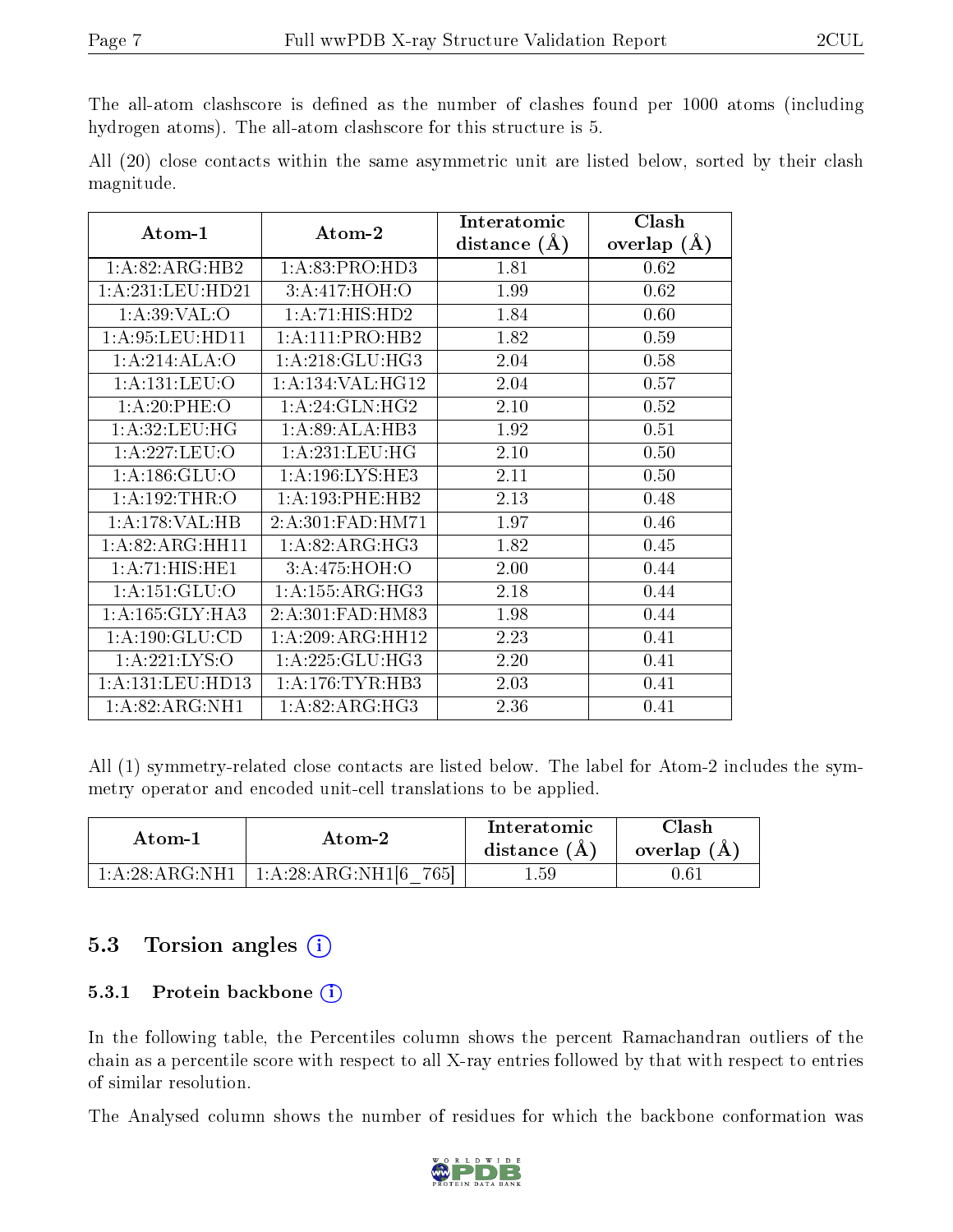The all-atom clashscore is defined as the number of clashes found per 1000 atoms (including hydrogen atoms). The all-atom clashscore for this structure is 5.

All (20) close contacts within the same asymmetric unit are listed below, sorted by their clash magnitude.

| Atom-1 | Atom-2 | Interatomic distance (Å) | Clash overlap (Å) |
|---|---|---|---|
| 1:A:82:ARG:HB2 | 1:A:83:PRO:HD3 | 1.81 | 0.62 |
| 1:A:231:LEU:HD21 | 3:A:417:HOH:O | 1.99 | 0.62 |
| 1:A:39:VAL:O | 1:A:71:HIS:HD2 | 1.84 | 0.60 |
| 1:A:95:LEU:HD11 | 1:A:111:PRO:HB2 | 1.82 | 0.59 |
| 1:A:214:ALA:O | 1:A:218:GLU:HG3 | 2.04 | 0.58 |
| 1:A:131:LEU:O | 1:A:134:VAL:HG12 | 2.04 | 0.57 |
| 1:A:20:PHE:O | 1:A:24:GLN:HG2 | 2.10 | 0.52 |
| 1:A:32:LEU:HG | 1:A:89:ALA:HB3 | 1.92 | 0.51 |
| 1:A:227:LEU:O | 1:A:231:LEU:HG | 2.10 | 0.50 |
| 1:A:186:GLU:O | 1:A:196:LYS:HE3 | 2.11 | 0.50 |
| 1:A:192:THR:O | 1:A:193:PHE:HB2 | 2.13 | 0.48 |
| 1:A:178:VAL:HB | 2:A:301:FAD:HM71 | 1.97 | 0.46 |
| 1:A:82:ARG:HH11 | 1:A:82:ARG:HG3 | 1.82 | 0.45 |
| 1:A:71:HIS:HE1 | 3:A:475:HOH:O | 2.00 | 0.44 |
| 1:A:151:GLU:O | 1:A:155:ARG:HG3 | 2.18 | 0.44 |
| 1:A:165:GLY:HA3 | 2:A:301:FAD:HM83 | 1.98 | 0.44 |
| 1:A:190:GLU:CD | 1:A:209:ARG:HH12 | 2.23 | 0.41 |
| 1:A:221:LYS:O | 1:A:225:GLU:HG3 | 2.20 | 0.41 |
| 1:A:131:LEU:HD13 | 1:A:176:TYR:HB3 | 2.03 | 0.41 |
| 1:A:82:ARG:NH1 | 1:A:82:ARG:HG3 | 2.36 | 0.41 |

All (1) symmetry-related close contacts are listed below. The label for Atom-2 includes the symmetry operator and encoded unit-cell translations to be applied.

| Atom-1 | Atom-2 | Interatomic distance (Å) | Clash overlap (Å) |
|---|---|---|---|
| 1:A:28:ARG:NH1 | 1:A:28:ARG:NH1[6_765] | 1.59 | 0.61 |

## 5.3 Torsion angles

### 5.3.1 Protein backbone

In the following table, the Percentiles column shows the percent Ramachandran outliers of the chain as a percentile score with respect to all X-ray entries followed by that with respect to entries of similar resolution.

The Analysed column shows the number of residues for which the backbone conformation was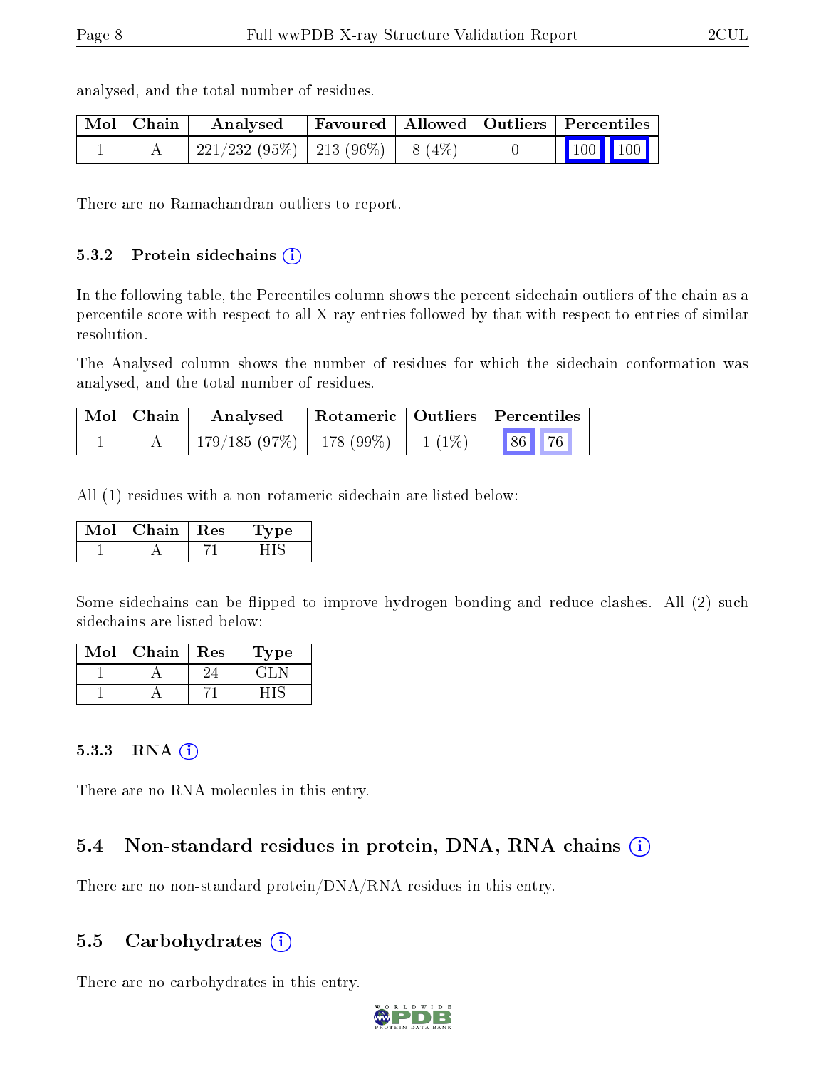analysed, and the total number of residues.

| Mol | Chain | Analysed | Favoured | Allowed | Outliers | Percentiles |
|---|---|---|---|---|---|---|
| 1 | A | 221/232 (95%) | 213 (96%) | 8 (4%) | 0 | 100 100 |

There are no Ramachandran outliers to report.

### 5.3.2 Protein sidechains

In the following table, the Percentiles column shows the percent sidechain outliers of the chain as a percentile score with respect to all X-ray entries followed by that with respect to entries of similar resolution.

The Analysed column shows the number of residues for which the sidechain conformation was analysed, and the total number of residues.

| Mol | Chain | Analysed | Rotameric | Outliers | Percentiles |
|---|---|---|---|---|---|
| 1 | A | 179/185 (97%) | 178 (99%) | 1 (1%) | 86 76 |

All (1) residues with a non-rotameric sidechain are listed below:

| Mol | Chain | Res | Type |
|---|---|---|---|
| 1 | A | 71 | HIS |

Some sidechains can be flipped to improve hydrogen bonding and reduce clashes. All (2) such sidechains are listed below:

| Mol | Chain | Res | Type |
|---|---|---|---|
| 1 | A | 24 | GLN |
| 1 | A | 71 | HIS |

### 5.3.3 RNA

There are no RNA molecules in this entry.

## 5.4 Non-standard residues in protein, DNA, RNA chains

There are no non-standard protein/DNA/RNA residues in this entry.

## 5.5 Carbohydrates

There are no carbohydrates in this entry.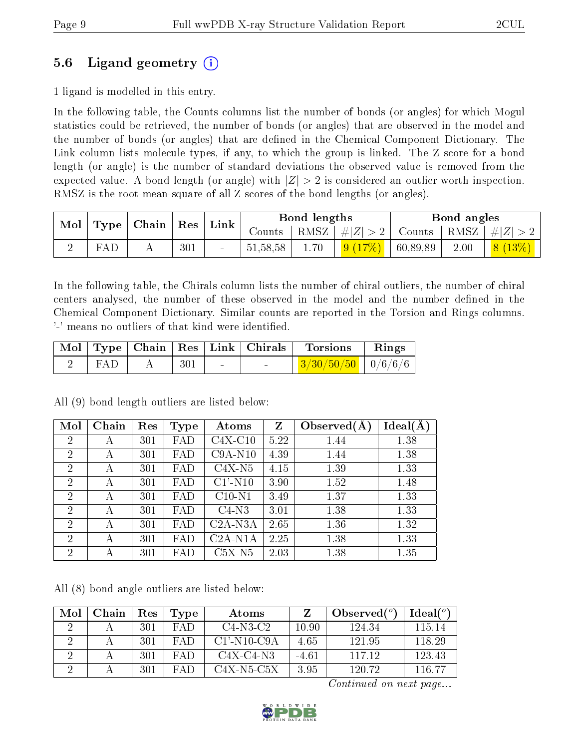### 5.6 Ligand geometry (i)

1 ligand is modelled in this entry.

In the following table, the Counts columns list the number of bonds (or angles) for which Mogul statistics could be retrieved, the number of bonds (or angles) that are observed in the model and the number of bonds (or angles) that are defined in the Chemical Component Dictionary. The Link column lists molecule types, if any, to which the group is linked. The Z score for a bond length (or angle) is the number of standard deviations the observed value is removed from the expected value. A bond length (or angle) with $|Z| > 2$ is considered an outlier worth inspection. RMSZ is the root-mean-square of all Z scores of the bond lengths (or angles).

| Mol | Type | Chain | Res | Link | Bond lengths | | | Bond angles | | |
|---|---|---|---|---|---|---|---|---|---|---|
| | | | | | Counts | RMSZ | $\#\|Z\| > 2$ | Counts | RMSZ | $\#\|Z\| > 2$ |
| 2 | FAD | A | 301 | - | 51,58,58 | 1.70 | 9 (17%) | 60,89,89 | 2.00 | 8 (13%) |

In the following table, the Chirals column lists the number of chiral outliers, the number of chiral centers analysed, the number of these observed in the model and the number defined in the Chemical Component Dictionary. Similar counts are reported in the Torsion and Rings columns. '-' means no outliers of that kind were identified.

| Mol | Type | Chain | Res | Link | Chirals | Torsions | Rings |
|---|---|---|---|---|---|---|---|
| 2 | FAD | A | 301 | - | - | 3/30/50/50 | 0/6/6/6 |

All (9) bond length outliers are listed below:

| Mol | Chain | Res | Type | Atoms | Z | Observed(Å) | Ideal(Å) |
|---|---|---|---|---|---|---|---|
| 2 | A | 301 | FAD | C4X-C10 | 5.22 | 1.44 | 1.38 |
| 2 | A | 301 | FAD | C9A-N10 | 4.39 | 1.44 | 1.38 |
| 2 | A | 301 | FAD | C4X-N5 | 4.15 | 1.39 | 1.33 |
| 2 | A | 301 | FAD | C1'-N10 | 3.90 | 1.52 | 1.48 |
| 2 | A | 301 | FAD | C10-N1 | 3.49 | 1.37 | 1.33 |
| 2 | A | 301 | FAD | C4-N3 | 3.01 | 1.38 | 1.33 |
| 2 | A | 301 | FAD | C2A-N3A | 2.65 | 1.36 | 1.32 |
| 2 | A | 301 | FAD | C2A-N1A | 2.25 | 1.38 | 1.33 |
| 2 | A | 301 | FAD | C5X-N5 | 2.03 | 1.38 | 1.35 |

All (8) bond angle outliers are listed below:

| Mol | Chain | Res | Type | Atoms | Z | Observed($^o$) | Ideal($^o$) |
|---|---|---|---|---|---|---|---|
| 2 | A | 301 | FAD | C4-N3-C2 | 10.90 | 124.34 | 115.14 |
| 2 | A | 301 | FAD | C1'-N10-C9A | 4.65 | 121.95 | 118.29 |
| 2 | A | 301 | FAD | C4X-C4-N3 | -4.61 | 117.12 | 123.43 |
| 2 | A | 301 | FAD | C4X-N5-C5X | 3.95 | 120.72 | 116.77 |

*Continued on next page...*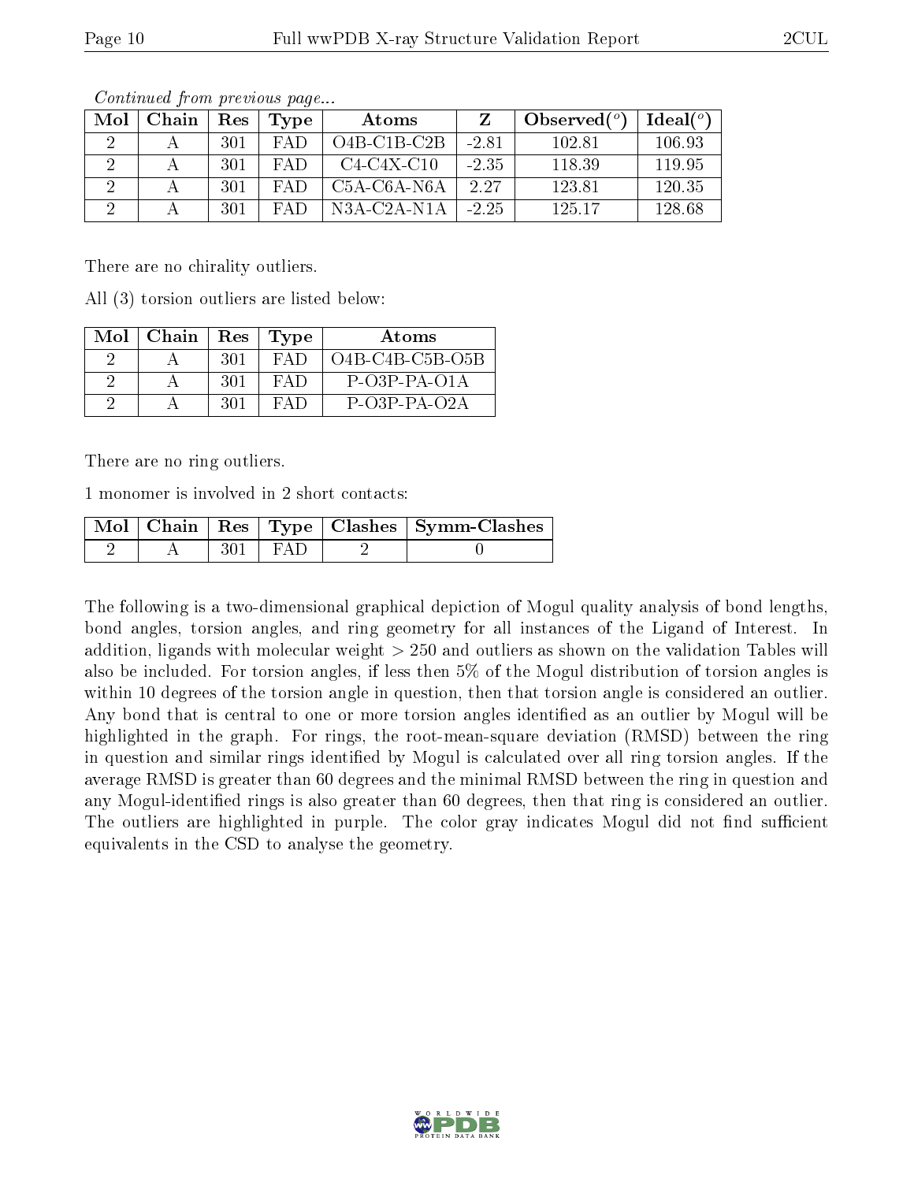*Continued from previous page...*

| Mol | Chain | Res | Type | Atoms | Z | Observed(°) | Ideal(°) |
|---|---|---|---|---|---|---|---|
| 2 | A | 301 | FAD | O4B-C1B-C2B | -2.81 | 102.81 | 106.93 |
| 2 | A | 301 | FAD | C4-C4X-C10 | -2.35 | 118.39 | 119.95 |
| 2 | A | 301 | FAD | C5A-C6A-N6A | 2.27 | 123.81 | 120.35 |
| 2 | A | 301 | FAD | N3A-C2A-N1A | -2.25 | 125.17 | 128.68 |

There are no chirality outliers.

All (3) torsion outliers are listed below:

| Mol | Chain | Res | Type | Atoms |
|---|---|---|---|---|
| 2 | A | 301 | FAD | O4B-C4B-C5B-O5B |
| 2 | A | 301 | FAD | P-O3P-PA-O1A |
| 2 | A | 301 | FAD | P-O3P-PA-O2A |

There are no ring outliers.

1 monomer is involved in 2 short contacts:

| Mol | Chain | Res | Type | Clashes | Symm-Clashes |
|---|---|---|---|---|---|
| 2 | A | 301 | FAD | 2 | 0 |

The following is a two-dimensional graphical depiction of Mogul quality analysis of bond lengths, bond angles, torsion angles, and ring geometry for all instances of the Ligand of Interest. In addition, ligands with molecular weight > 250 and outliers as shown on the validation Tables will also be included. For torsion angles, if less then 5% of the Mogul distribution of torsion angles is within 10 degrees of the torsion angle in question, then that torsion angle is considered an outlier. Any bond that is central to one or more torsion angles identified as an outlier by Mogul will be highlighted in the graph. For rings, the root-mean-square deviation (RMSD) between the ring in question and similar rings identified by Mogul is calculated over all ring torsion angles. If the average RMSD is greater than 60 degrees and the minimal RMSD between the ring in question and any Mogul-identified rings is also greater than 60 degrees, then that ring is considered an outlier. The outliers are highlighted in purple. The color gray indicates Mogul did not find sufficient equivalents in the CSD to analyse the geometry.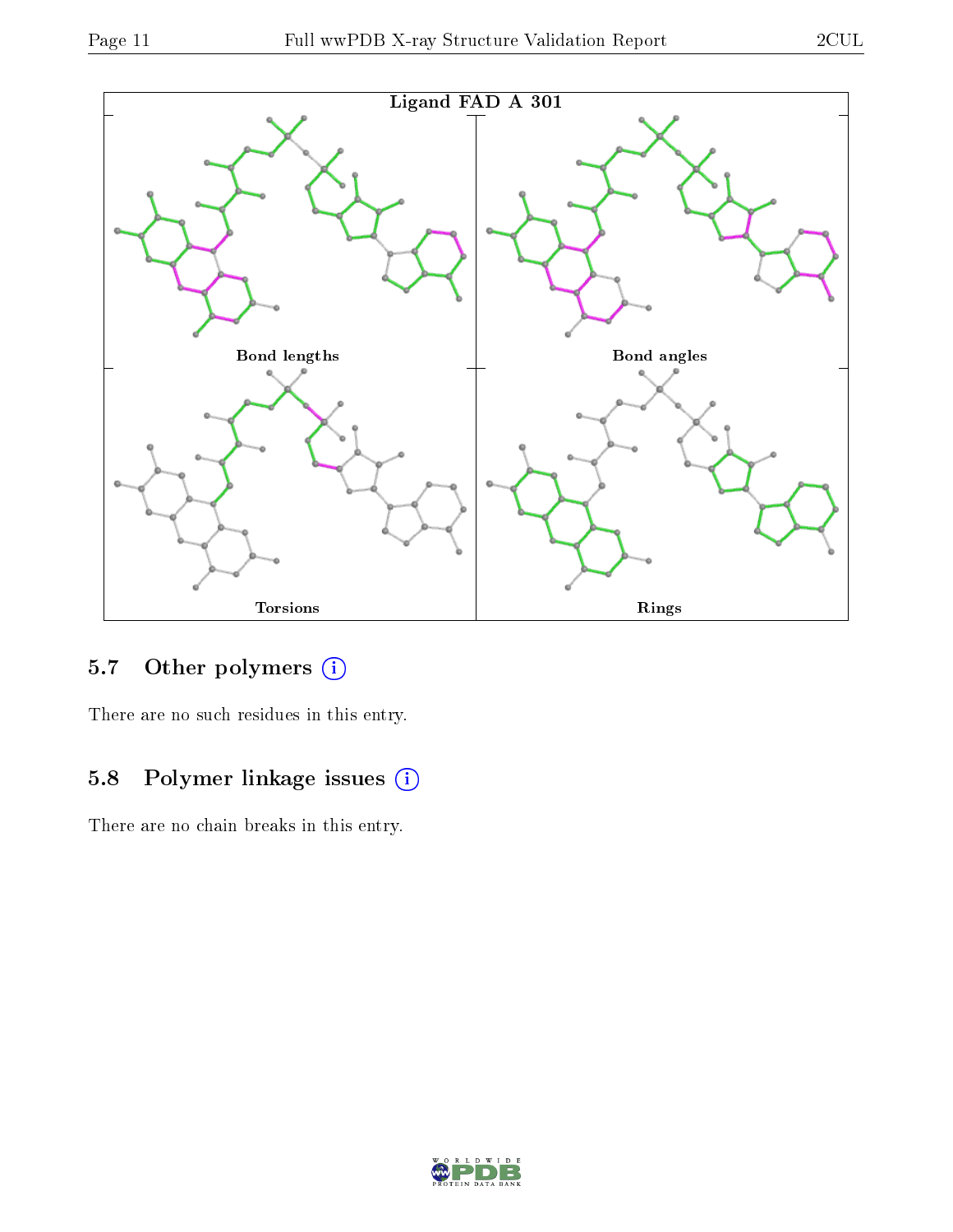Ligand FAD A 301

Bond lengths

Bond angles

Torsions

Rings

## 5.7 Other polymers

There are no such residues in this entry.

## 5.8 Polymer linkage issues

There are no chain breaks in this entry.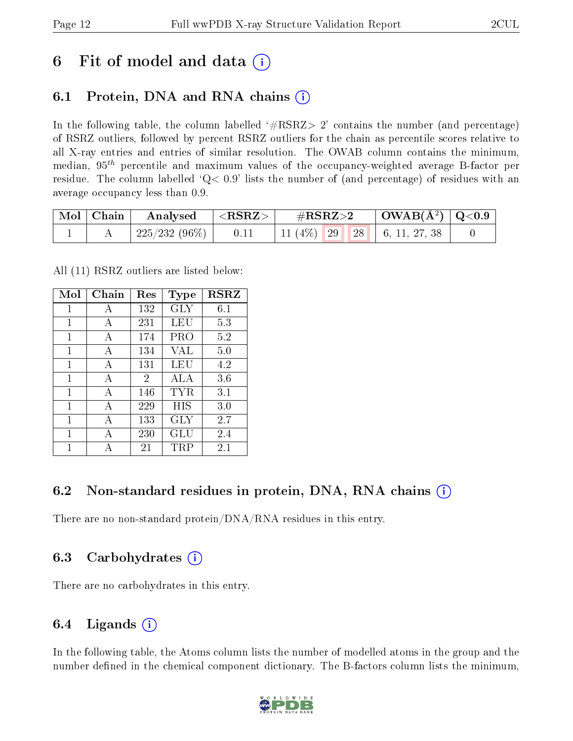# 6 Fit of model and data (i)

## 6.1 Protein, DNA and RNA chains (i)

In the following table, the column labelled '#RSRZ> 2' contains the number (and percentage) of RSRZ outliers, followed by percent RSRZ outliers for the chain as percentile scores relative to all X-ray entries and entries of similar resolution. The OWAB column contains the minimum, median, $95^{th}$ percentile and maximum values of the occupancy-weighted average B-factor per residue. The column labelled 'Q< 0.9' lists the number of (and percentage) of residues with an average occupancy less than 0.9.

| Mol | Chain | Analysed | <RSRZ> | #RSRZ>2 | OWAB(Å$^2$) | Q<0.9 |
|---|---|---|---|---|---|---|
| 1 | A | 225/232 (96%) | 0.11 | 11 (4%) 29 28 | 6, 11, 27, 38 | 0 |

All (11) RSRZ outliers are listed below:

| Mol | Chain | Res | Type | RSRZ |
|---|---|---|---|---|
| 1 | A | 132 | GLY | 6.1 |
| 1 | A | 231 | LEU | 5.3 |
| 1 | A | 174 | PRO | 5.2 |
| 1 | A | 134 | VAL | 5.0 |
| 1 | A | 131 | LEU | 4.2 |
| 1 | A | 2 | ALA | 3.6 |
| 1 | A | 146 | TYR | 3.1 |
| 1 | A | 229 | HIS | 3.0 |
| 1 | A | 133 | GLY | 2.7 |
| 1 | A | 230 | GLU | 2.4 |
| 1 | A | 21 | TRP | 2.1 |

## 6.2 Non-standard residues in protein, DNA, RNA chains (i)

There are no non-standard protein/DNA/RNA residues in this entry.

## 6.3 Carbohydrates (i)

There are no carbohydrates in this entry.

## 6.4 Ligands (i)

In the following table, the Atoms column lists the number of modelled atoms in the group and the number defined in the chemical component dictionary. The B-factors column lists the minimum,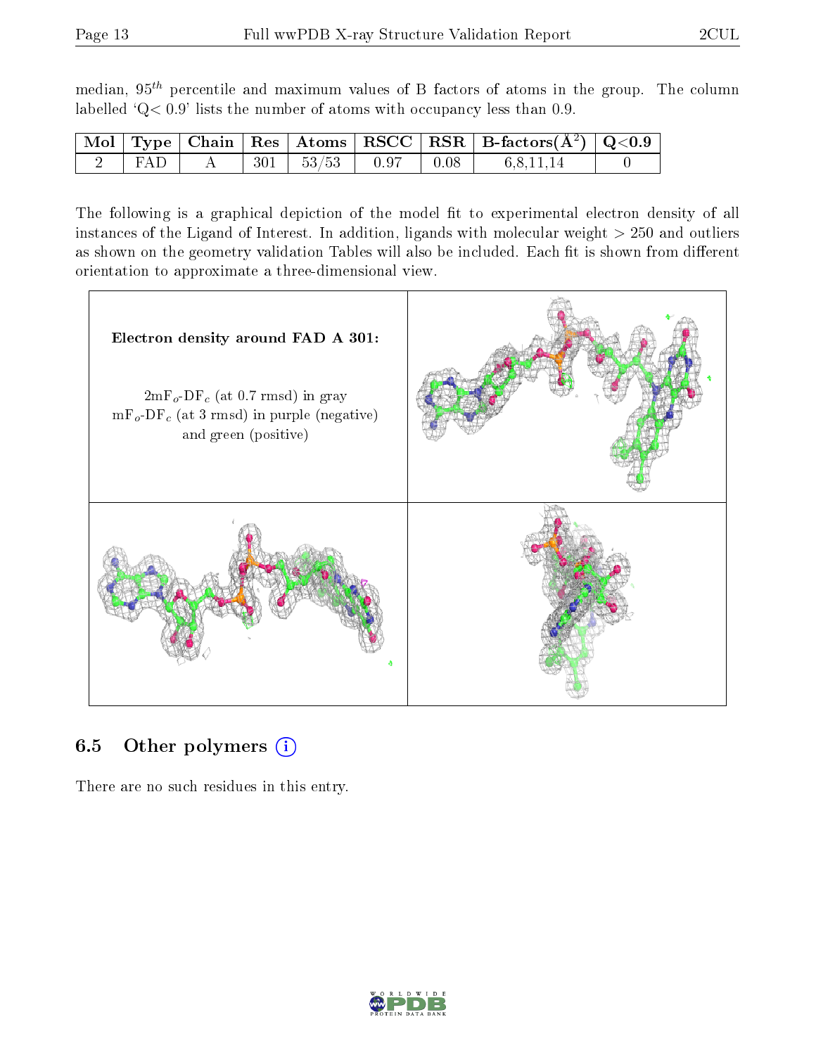median, $95^{th}$ percentile and maximum values of B factors of atoms in the group. The column labelled 'Q< 0.9' lists the number of atoms with occupancy less than 0.9.

| Mol | Type | Chain | Res | Atoms | RSCC | RSR | B-factors($Å^2$) | Q<0.9 |
|---|---|---|---|---|---|---|---|---|
| 2 | FAD | A | 301 | 53/53 | 0.97 | 0.08 | 6,8,11,14 | 0 |

The following is a graphical depiction of the model fit to experimental electron density of all instances of the Ligand of Interest. In addition, ligands with molecular weight > 250 and outliers as shown on the geometry validation Tables will also be included. Each fit is shown from different orientation to approximate a three-dimensional view.

**Electron density around FAD A 301:**

$2mF_o$-$DF_c$ (at 0.7 rmsd) in gray
$mF_o$-$DF_c$ (at 3 rmsd) in purple (negative) and green (positive)

## 6.5 Other polymers

There are no such residues in this entry.